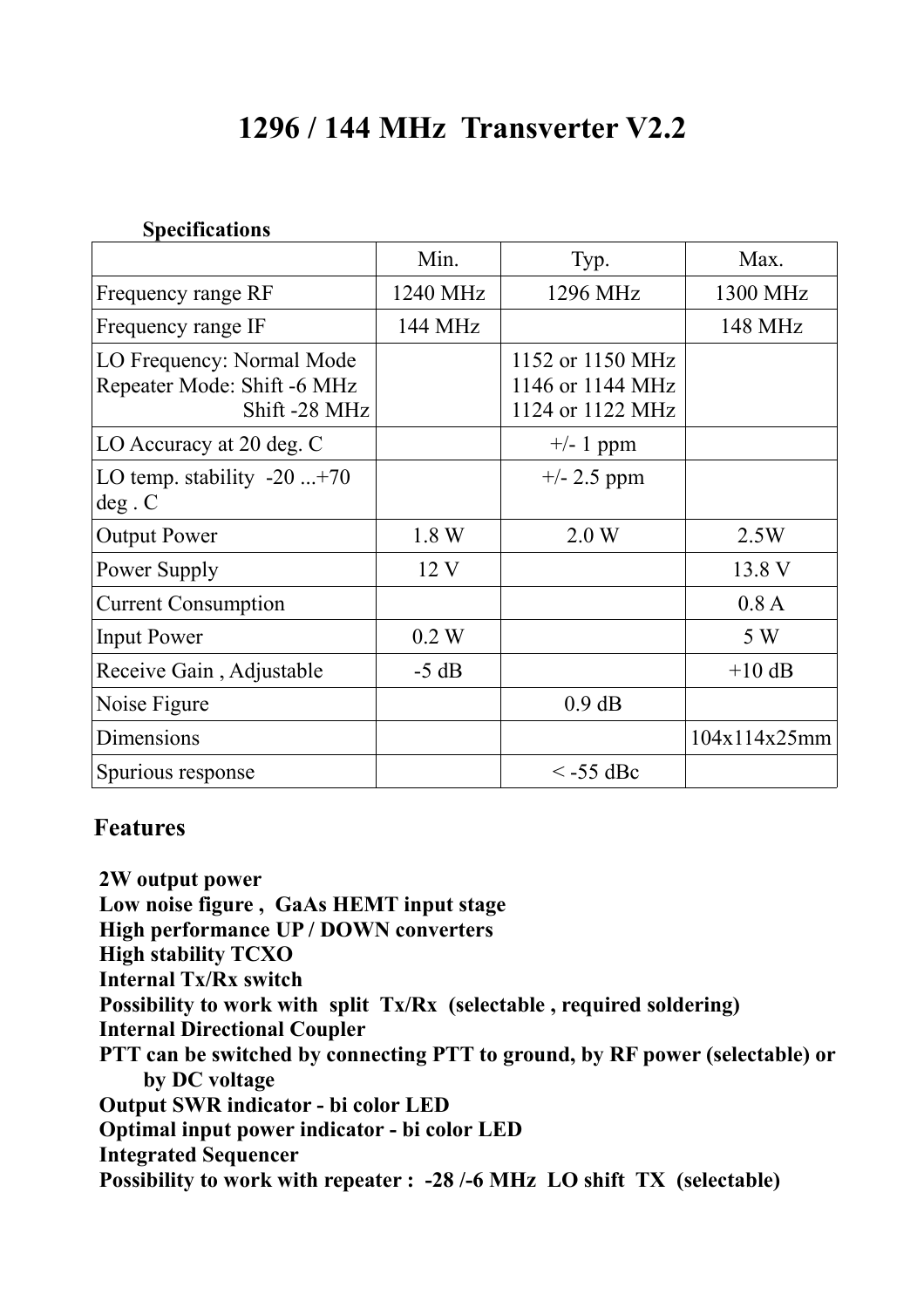# 1296 / 144 MHz Transverter V2.2

**Specifications**

| | Min. | Typ. | Max. |
|---|---|---|---|
| Frequency range RF | 1240 MHz | 1296 MHz | 1300 MHz |
| Frequency range IF | 144 MHz | | 148 MHz |
| LO Frequency: Normal Mode<br>Repeater Mode: Shift -6 MHz<br>Shift -28 MHz | | 1152 or 1150 MHz<br>1146 or 1144 MHz<br>1124 or 1122 MHz | |
| LO Accuracy at 20 deg. C | | +/- 1 ppm | |
| LO temp. stability -20 ...+70 deg . C | | +/- 2.5 ppm | |
| Output Power | 1.8 W | 2.0 W | 2.5W |
| Power Supply | 12 V | | 13.8 V |
| Current Consumption | | | 0.8 A |
| Input Power | 0.2 W | | 5 W |
| Receive Gain , Adjustable | -5 dB | | +10 dB |
| Noise Figure | | 0.9 dB | |
| Dimensions | | | 104x114x25mm |
| Spurious response | | < -55 dBc | |

## Features

**2W output power**
**Low noise figure , GaAs HEMT input stage**
**High performance UP / DOWN converters**
**High stability TCXO**
**Internal Tx/Rx switch**
**Possibility to work with split Tx/Rx (selectable , required soldering)**
**Internal Directional Coupler**
**PTT can be switched by connecting PTT to ground, by RF power (selectable) or by DC voltage**
**Output SWR indicator - bi color LED**
**Optimal input power indicator - bi color LED**
**Integrated Sequencer**
**Possibility to work with repeater : -28 /-6 MHz LO shift TX (selectable)**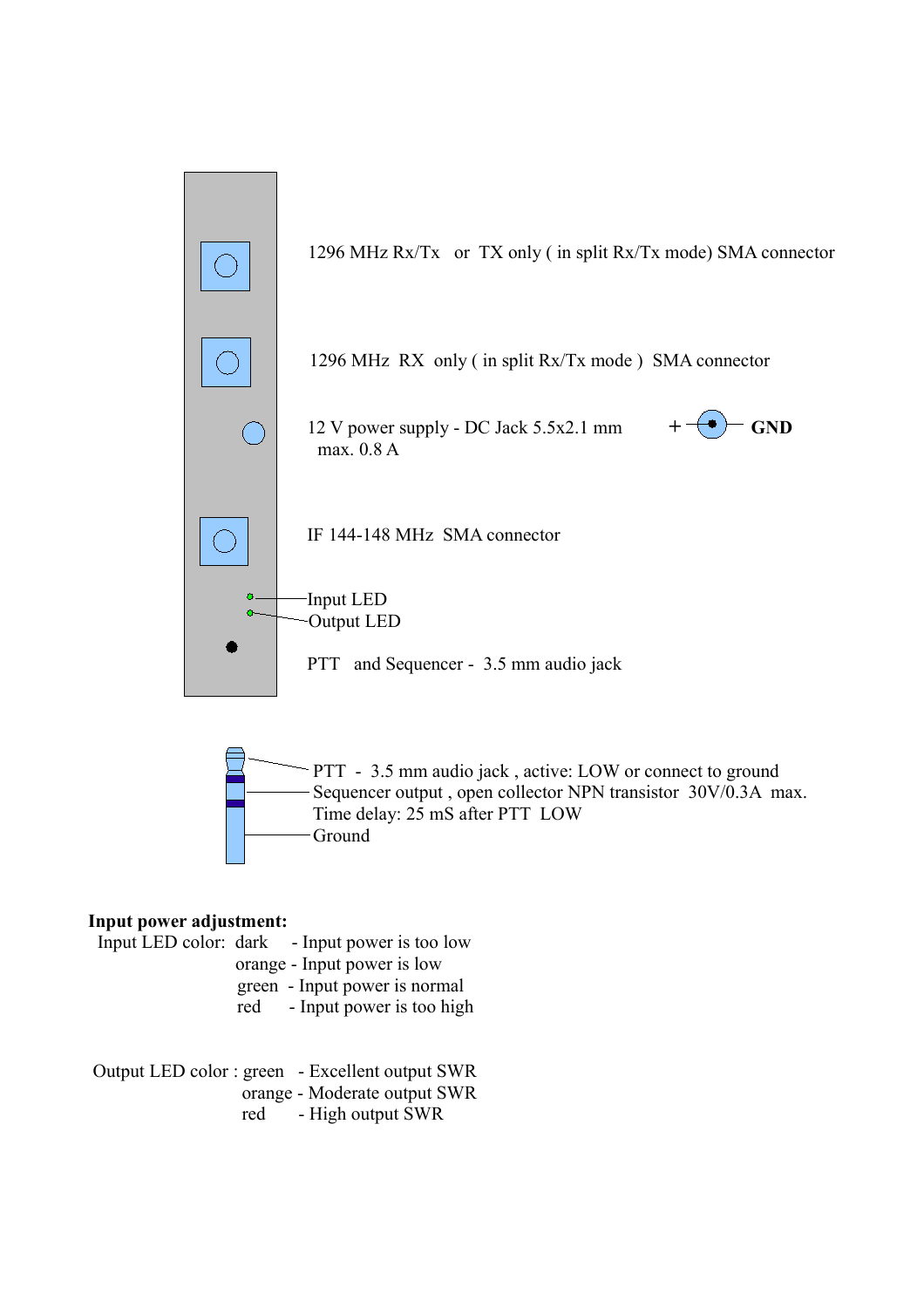1296 MHz Rx/Tx or TX only ( in split Rx/Tx mode) SMA connector

1296 MHz RX only ( in split Rx/Tx mode ) SMA connector

12 V power supply - DC Jack 5.5x2.1 mm
max. 0.8 A

+ GND

IF 144-148 MHz SMA connector

Input LED
Output LED

PTT and Sequencer - 3.5 mm audio jack

PTT - 3.5 mm audio jack , active: LOW or connect to ground
Sequencer output , open collector NPN transistor 30V/0.3A max.
Time delay: 25 mS after PTT LOW
Ground

**Input power adjustment:**

Input LED color:
- dark - Input power is too low
- orange - Input power is low
- green - Input power is normal
- red - Input power is too high

Output LED color :
- green - Excellent output SWR
- orange - Moderate output SWR
- red - High output SWR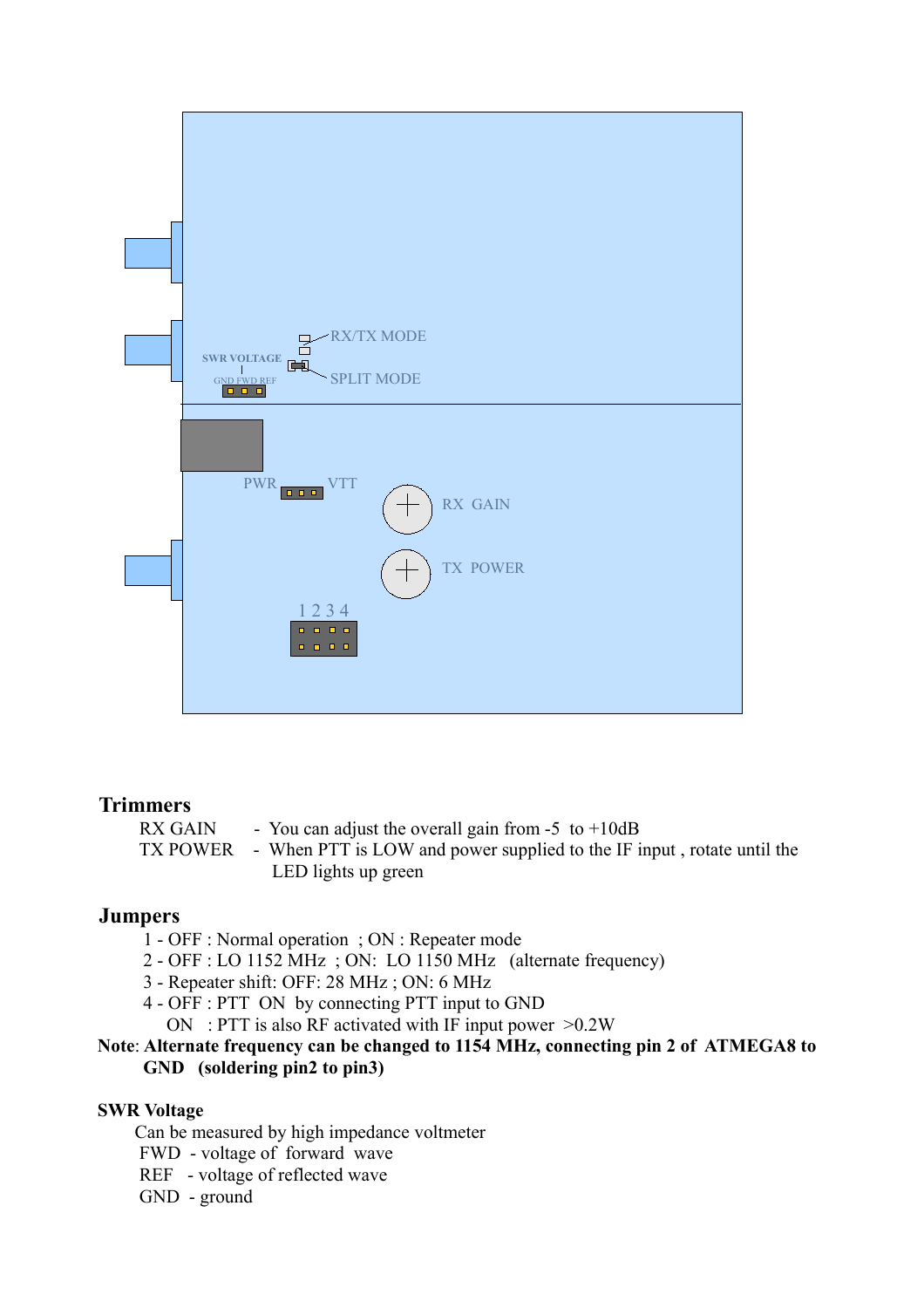## Trimmers

RX GAIN - You can adjust the overall gain from -5 to +10dB
TX POWER - When PTT is LOW and power supplied to the IF input , rotate until the LED lights up green

## Jumpers

1 - OFF : Normal operation ; ON : Repeater mode
2 - OFF : LO 1152 MHz ; ON: LO 1150 MHz (alternate frequency)
3 - Repeater shift: OFF: 28 MHz ; ON: 6 MHz
4 - OFF : PTT ON by connecting PTT input to GND
ON : PTT is also RF activated with IF input power >0.2W

**Note**: **Alternate frequency can be changed to 1154 MHz, connecting pin 2 of ATMEGA8 to GND (soldering pin2 to pin3)**

**SWR Voltage**

Can be measured by high impedance voltmeter
FWD - voltage of forward wave
REF - voltage of reflected wave
GND - ground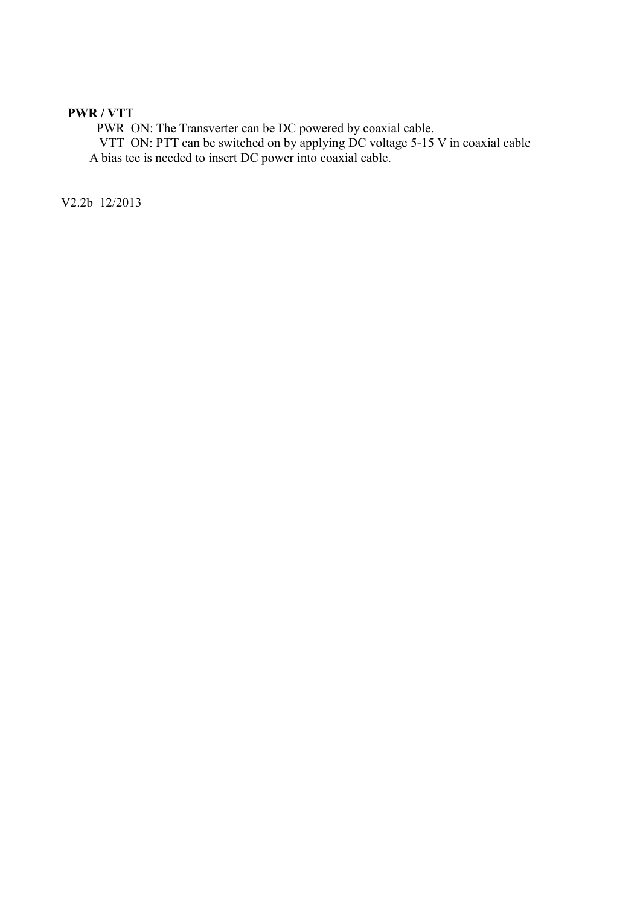**PWR / VTT**

PWR ON: The Transverter can be DC powered by coaxial cable.

VTT ON: PTT can be switched on by applying DC voltage 5-15 V in coaxial cable

A bias tee is needed to insert DC power into coaxial cable.

V2.2b 12/2013